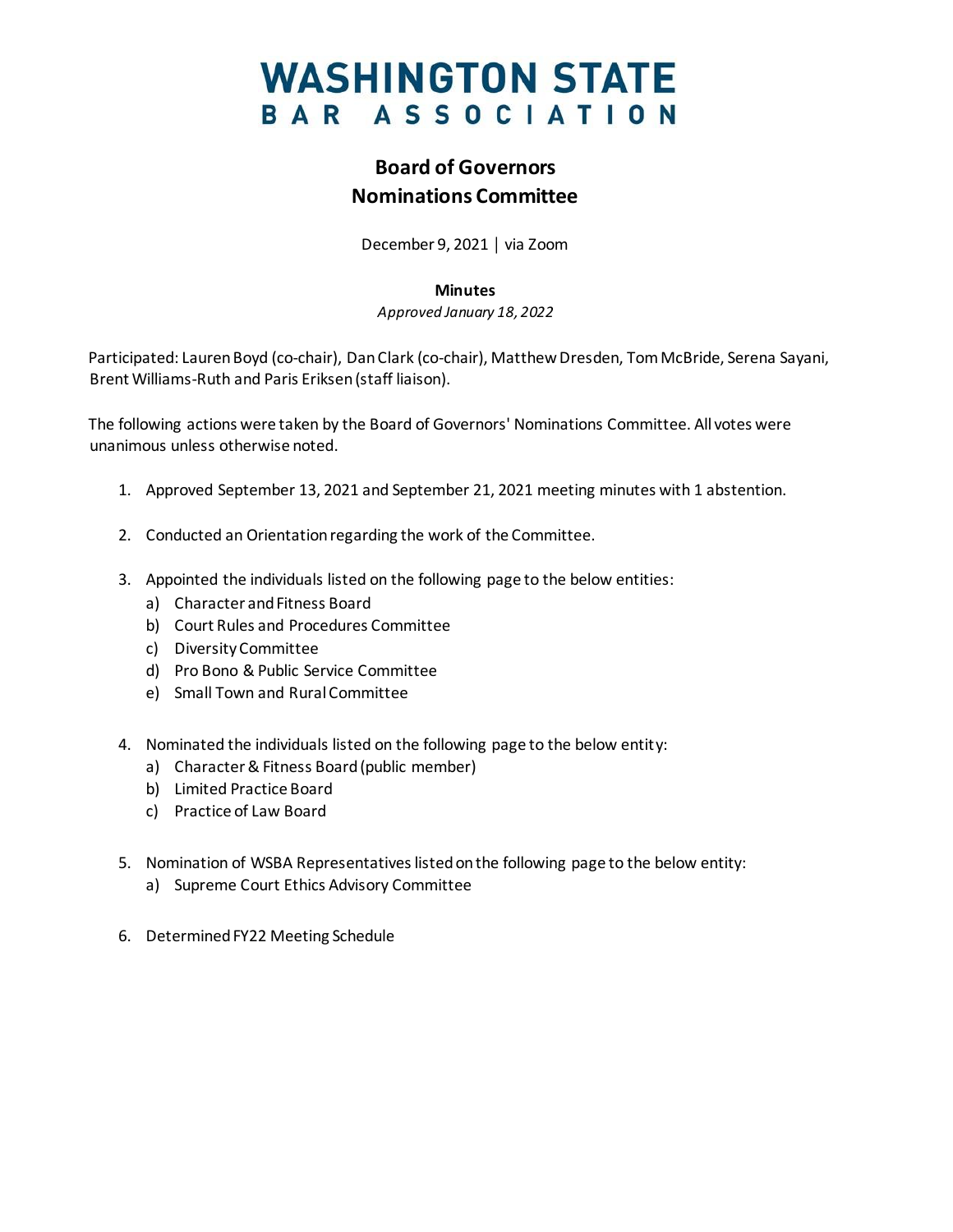# WASHINGTON STATE BAR ASSOCIATION

## Board of Governors
## Nominations Committee

December 9, 2021 | via Zoom

**Minutes**

*Approved January 18, 2022*

Participated: Lauren Boyd (co-chair), Dan Clark (co-chair), Matthew Dresden, Tom McBride, Serena Sayani, Brent Williams-Ruth and Paris Eriksen (staff liaison).

The following actions were taken by the Board of Governors' Nominations Committee. All votes were unanimous unless otherwise noted.

1. Approved September 13, 2021 and September 21, 2021 meeting minutes with 1 abstention.

2. Conducted an Orientation regarding the work of the Committee.

3. Appointed the individuals listed on the following page to the below entities:
   a) Character and Fitness Board
   b) Court Rules and Procedures Committee
   c) Diversity Committee
   d) Pro Bono & Public Service Committee
   e) Small Town and Rural Committee

4. Nominated the individuals listed on the following page to the below entity:
   a) Character & Fitness Board (public member)
   b) Limited Practice Board
   c) Practice of Law Board

5. Nomination of WSBA Representatives listed on the following page to the below entity:
   a) Supreme Court Ethics Advisory Committee

6. Determined FY22 Meeting Schedule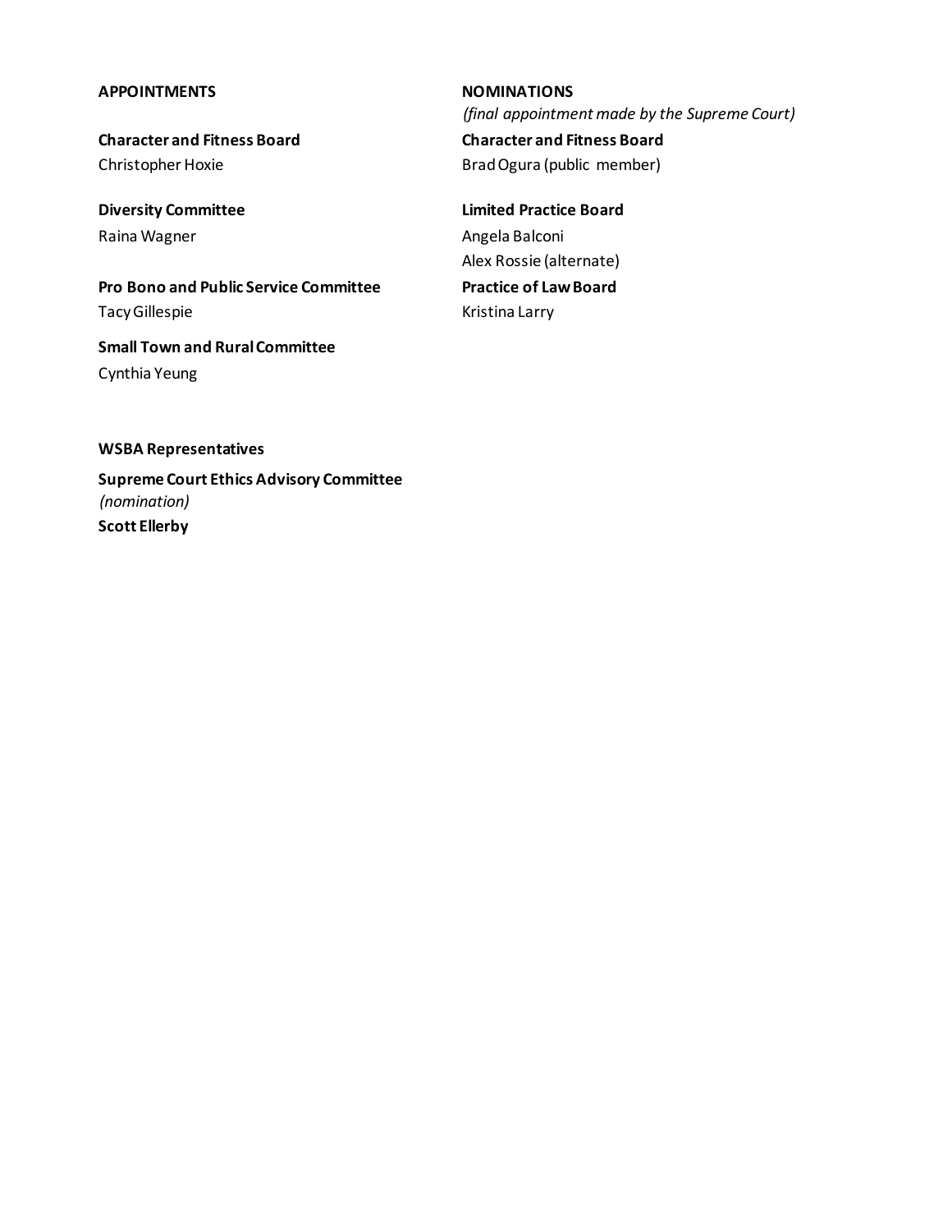**APPOINTMENTS**

**Character and Fitness Board**
Christopher Hoxie

**Diversity Committee**
Raina Wagner

**Pro Bono and Public Service Committee**
Tacy Gillespie

**Small Town and Rural Committee**
Cynthia Yeung

**NOMINATIONS**
*(final appointment made by the Supreme Court)*

**Character and Fitness Board**
Brad Ogura (public member)

**Limited Practice Board**
Angela Balconi
Alex Rossie (alternate)

**Practice of Law Board**
Kristina Larry

**WSBA Representatives**

**Supreme Court Ethics Advisory Committee**
*(nomination)*
**Scott Ellerby**